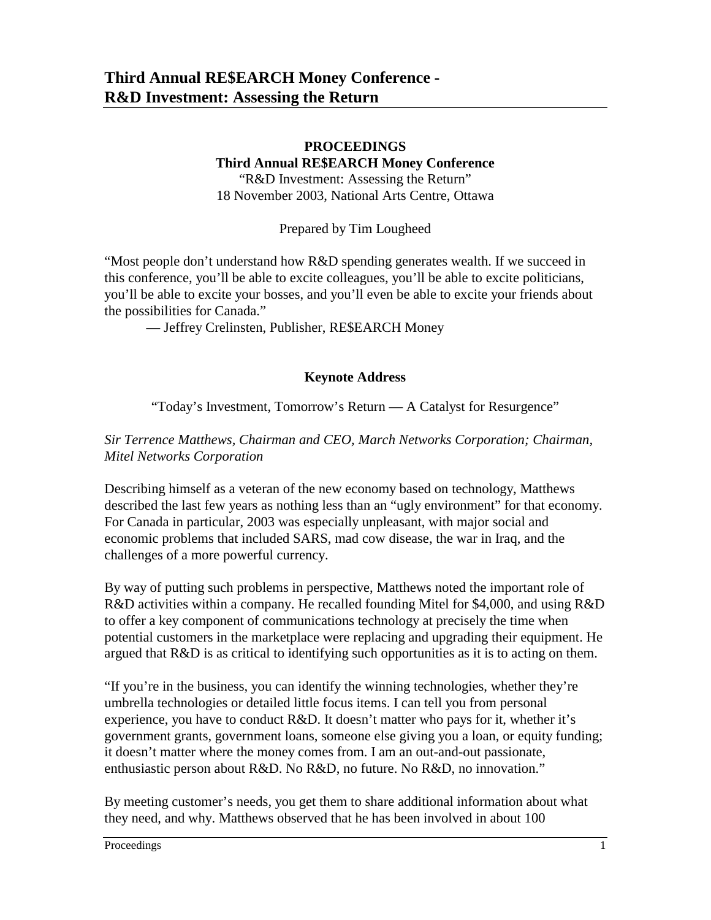# Third Annual RE$EARCH Money Conference - R&D Investment: Assessing the Return

**PROCEEDINGS**
**Third Annual RE$EARCH Money Conference**
"R&D Investment: Assessing the Return"
18 November 2003, National Arts Centre, Ottawa

Prepared by Tim Lougheed

"Most people don't understand how R&D spending generates wealth. If we succeed in this conference, you'll be able to excite colleagues, you'll be able to excite politicians, you'll be able to excite your bosses, and you'll even be able to excite your friends about the possibilities for Canada."

— Jeffrey Crelinsten, Publisher, RE$EARCH Money

## Keynote Address

"Today's Investment, Tomorrow's Return — A Catalyst for Resurgence"

*Sir Terrence Matthews, Chairman and CEO, March Networks Corporation; Chairman, Mitel Networks Corporation*

Describing himself as a veteran of the new economy based on technology, Matthews described the last few years as nothing less than an "ugly environment" for that economy. For Canada in particular, 2003 was especially unpleasant, with major social and economic problems that included SARS, mad cow disease, the war in Iraq, and the challenges of a more powerful currency.

By way of putting such problems in perspective, Matthews noted the important role of R&D activities within a company. He recalled founding Mitel for $4,000, and using R&D to offer a key component of communications technology at precisely the time when potential customers in the marketplace were replacing and upgrading their equipment. He argued that R&D is as critical to identifying such opportunities as it is to acting on them.

"If you're in the business, you can identify the winning technologies, whether they're umbrella technologies or detailed little focus items. I can tell you from personal experience, you have to conduct R&D. It doesn't matter who pays for it, whether it's government grants, government loans, someone else giving you a loan, or equity funding; it doesn't matter where the money comes from. I am an out-and-out passionate, enthusiastic person about R&D. No R&D, no future. No R&D, no innovation."

By meeting customer's needs, you get them to share additional information about what they need, and why. Matthews observed that he has been involved in about 100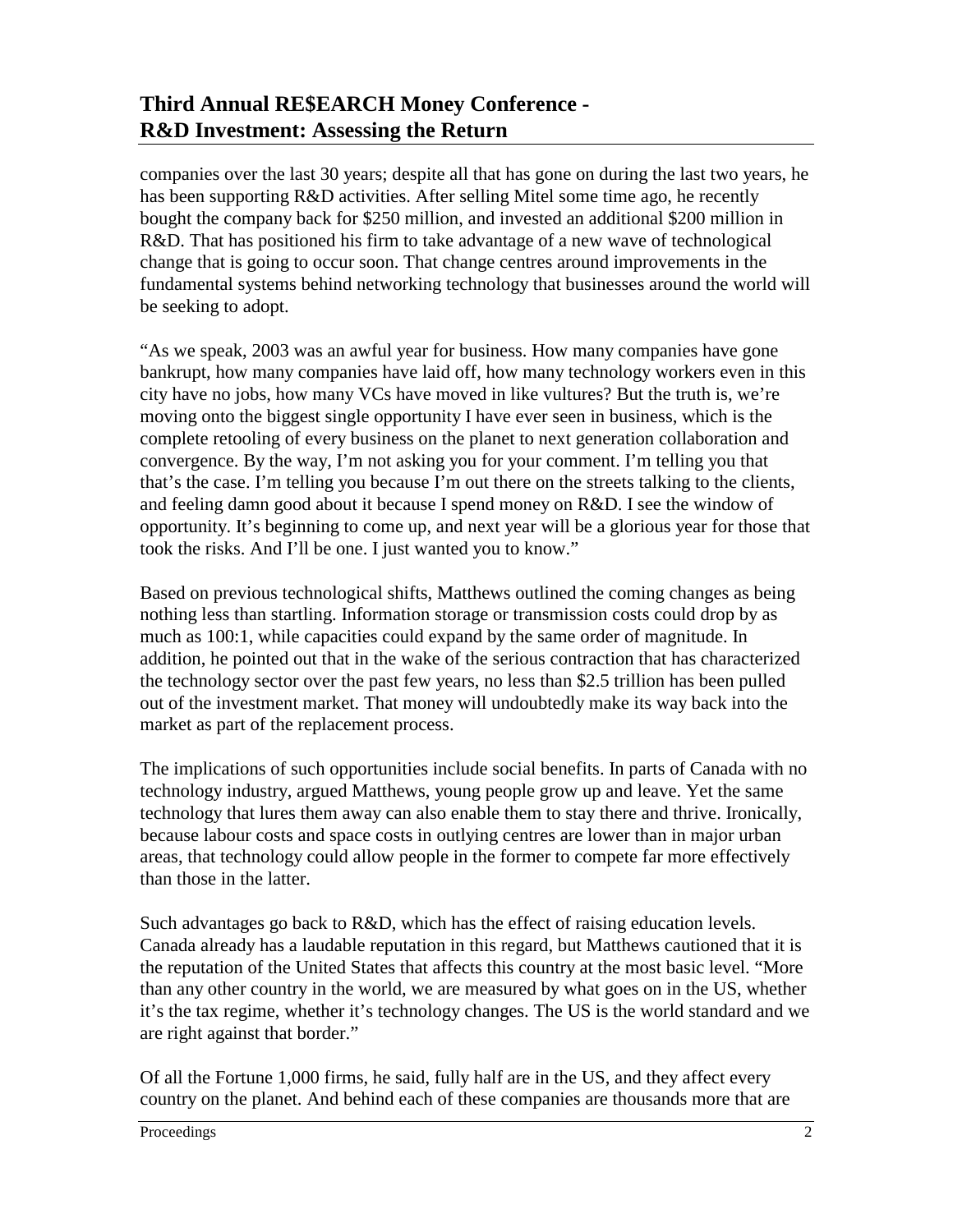companies over the last 30 years; despite all that has gone on during the last two years, he has been supporting R&D activities. After selling Mitel some time ago, he recently bought the company back for $250 million, and invested an additional $200 million in R&D. That has positioned his firm to take advantage of a new wave of technological change that is going to occur soon. That change centres around improvements in the fundamental systems behind networking technology that businesses around the world will be seeking to adopt.

"As we speak, 2003 was an awful year for business. How many companies have gone bankrupt, how many companies have laid off, how many technology workers even in this city have no jobs, how many VCs have moved in like vultures? But the truth is, we're moving onto the biggest single opportunity I have ever seen in business, which is the complete retooling of every business on the planet to next generation collaboration and convergence. By the way, I'm not asking you for your comment. I'm telling you that that's the case. I'm telling you because I'm out there on the streets talking to the clients, and feeling damn good about it because I spend money on R&D. I see the window of opportunity. It's beginning to come up, and next year will be a glorious year for those that took the risks. And I'll be one. I just wanted you to know."

Based on previous technological shifts, Matthews outlined the coming changes as being nothing less than startling. Information storage or transmission costs could drop by as much as 100:1, while capacities could expand by the same order of magnitude. In addition, he pointed out that in the wake of the serious contraction that has characterized the technology sector over the past few years, no less than $2.5 trillion has been pulled out of the investment market. That money will undoubtedly make its way back into the market as part of the replacement process.

The implications of such opportunities include social benefits. In parts of Canada with no technology industry, argued Matthews, young people grow up and leave. Yet the same technology that lures them away can also enable them to stay there and thrive. Ironically, because labour costs and space costs in outlying centres are lower than in major urban areas, that technology could allow people in the former to compete far more effectively than those in the latter.

Such advantages go back to R&D, which has the effect of raising education levels. Canada already has a laudable reputation in this regard, but Matthews cautioned that it is the reputation of the United States that affects this country at the most basic level. "More than any other country in the world, we are measured by what goes on in the US, whether it's the tax regime, whether it's technology changes. The US is the world standard and we are right against that border."

Of all the Fortune 1,000 firms, he said, fully half are in the US, and they affect every country on the planet. And behind each of these companies are thousands more that are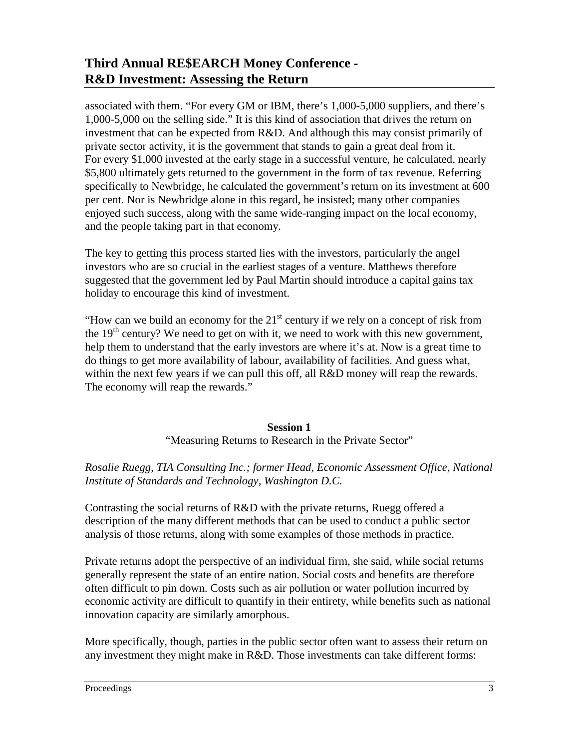associated with them. “For every GM or IBM, there’s 1,000-5,000 suppliers, and there’s 1,000-5,000 on the selling side.” It is this kind of association that drives the return on investment that can be expected from R&D. And although this may consist primarily of private sector activity, it is the government that stands to gain a great deal from it. For every $1,000 invested at the early stage in a successful venture, he calculated, nearly $5,800 ultimately gets returned to the government in the form of tax revenue. Referring specifically to Newbridge, he calculated the government’s return on its investment at 600 per cent. Nor is Newbridge alone in this regard, he insisted; many other companies enjoyed such success, along with the same wide-ranging impact on the local economy, and the people taking part in that economy.

The key to getting this process started lies with the investors, particularly the angel investors who are so crucial in the earliest stages of a venture. Matthews therefore suggested that the government led by Paul Martin should introduce a capital gains tax holiday to encourage this kind of investment.

“How can we build an economy for the 21st century if we rely on a concept of risk from the 19th century? We need to get on with it, we need to work with this new government, help them to understand that the early investors are where it’s at. Now is a great time to do things to get more availability of labour, availability of facilities. And guess what, within the next few years if we can pull this off, all R&D money will reap the rewards. The economy will reap the rewards.”

**Session 1**

“Measuring Returns to Research in the Private Sector”

*Rosalie Ruegg, TIA Consulting Inc.; former Head, Economic Assessment Office, National Institute of Standards and Technology, Washington D.C.*

Contrasting the social returns of R&D with the private returns, Ruegg offered a description of the many different methods that can be used to conduct a public sector analysis of those returns, along with some examples of those methods in practice.

Private returns adopt the perspective of an individual firm, she said, while social returns generally represent the state of an entire nation. Social costs and benefits are therefore often difficult to pin down. Costs such as air pollution or water pollution incurred by economic activity are difficult to quantify in their entirety, while benefits such as national innovation capacity are similarly amorphous.

More specifically, though, parties in the public sector often want to assess their return on any investment they might make in R&D. Those investments can take different forms: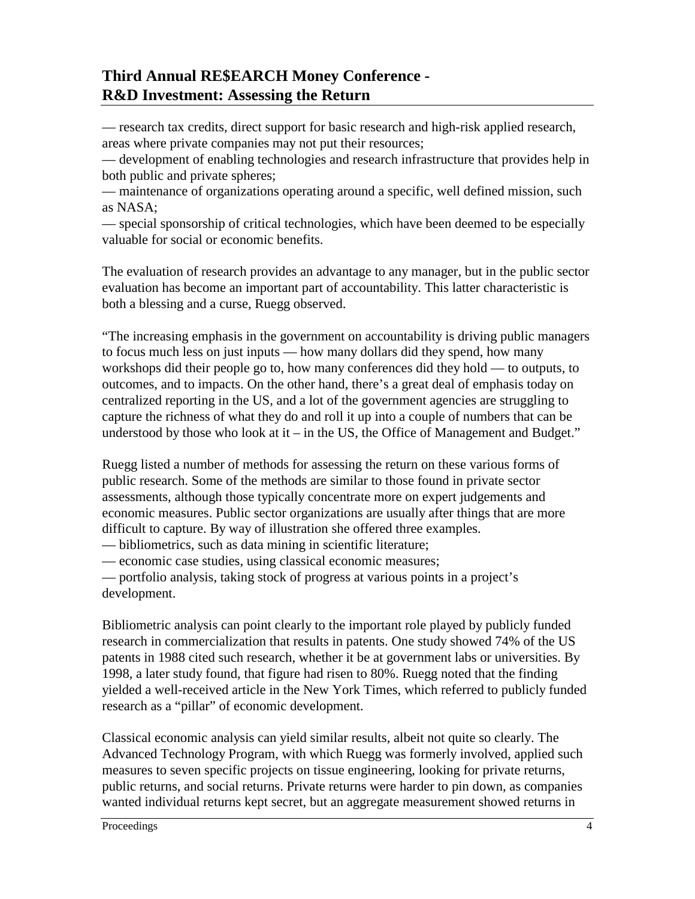— research tax credits, direct support for basic research and high-risk applied research, areas where private companies may not put their resources;
— development of enabling technologies and research infrastructure that provides help in both public and private spheres;
— maintenance of organizations operating around a specific, well defined mission, such as NASA;
— special sponsorship of critical technologies, which have been deemed to be especially valuable for social or economic benefits.

The evaluation of research provides an advantage to any manager, but in the public sector evaluation has become an important part of accountability. This latter characteristic is both a blessing and a curse, Ruegg observed.

"The increasing emphasis in the government on accountability is driving public managers to focus much less on just inputs — how many dollars did they spend, how many workshops did their people go to, how many conferences did they hold — to outputs, to outcomes, and to impacts. On the other hand, there's a great deal of emphasis today on centralized reporting in the US, and a lot of the government agencies are struggling to capture the richness of what they do and roll it up into a couple of numbers that can be understood by those who look at it – in the US, the Office of Management and Budget."

Ruegg listed a number of methods for assessing the return on these various forms of public research. Some of the methods are similar to those found in private sector assessments, although those typically concentrate more on expert judgements and economic measures. Public sector organizations are usually after things that are more difficult to capture. By way of illustration she offered three examples.
— bibliometrics, such as data mining in scientific literature;
— economic case studies, using classical economic measures;
— portfolio analysis, taking stock of progress at various points in a project's development.

Bibliometric analysis can point clearly to the important role played by publicly funded research in commercialization that results in patents. One study showed 74% of the US patents in 1988 cited such research, whether it be at government labs or universities. By 1998, a later study found, that figure had risen to 80%. Ruegg noted that the finding yielded a well-received article in the New York Times, which referred to publicly funded research as a "pillar" of economic development.

Classical economic analysis can yield similar results, albeit not quite so clearly. The Advanced Technology Program, with which Ruegg was formerly involved, applied such measures to seven specific projects on tissue engineering, looking for private returns, public returns, and social returns. Private returns were harder to pin down, as companies wanted individual returns kept secret, but an aggregate measurement showed returns in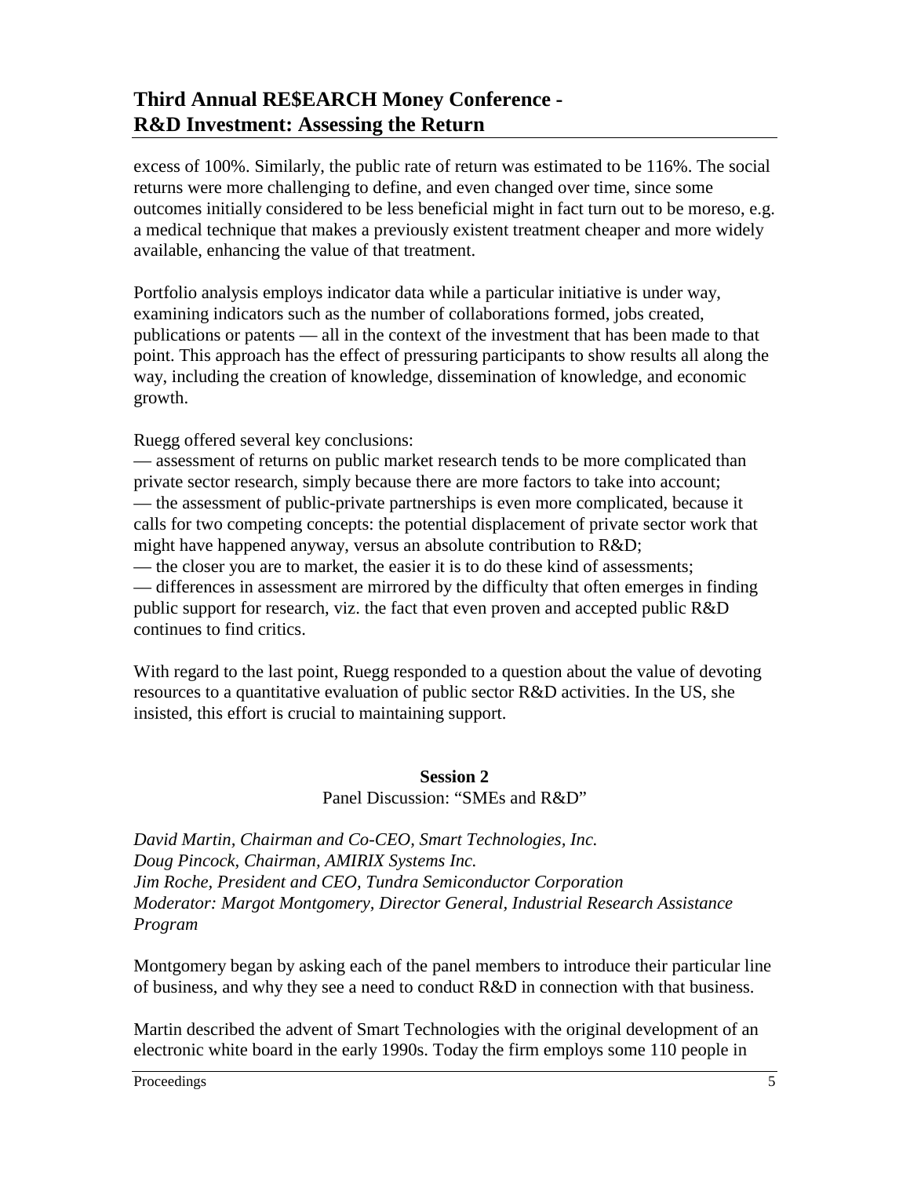excess of 100%. Similarly, the public rate of return was estimated to be 116%. The social returns were more challenging to define, and even changed over time, since some outcomes initially considered to be less beneficial might in fact turn out to be moreso, e.g. a medical technique that makes a previously existent treatment cheaper and more widely available, enhancing the value of that treatment.

Portfolio analysis employs indicator data while a particular initiative is under way, examining indicators such as the number of collaborations formed, jobs created, publications or patents — all in the context of the investment that has been made to that point. This approach has the effect of pressuring participants to show results all along the way, including the creation of knowledge, dissemination of knowledge, and economic growth.

Ruegg offered several key conclusions:

— assessment of returns on public market research tends to be more complicated than private sector research, simply because there are more factors to take into account;

— the assessment of public-private partnerships is even more complicated, because it calls for two competing concepts: the potential displacement of private sector work that might have happened anyway, versus an absolute contribution to R&D;

— the closer you are to market, the easier it is to do these kind of assessments;

— differences in assessment are mirrored by the difficulty that often emerges in finding public support for research, viz. the fact that even proven and accepted public R&D continues to find critics.

With regard to the last point, Ruegg responded to a question about the value of devoting resources to a quantitative evaluation of public sector R&D activities. In the US, she insisted, this effort is crucial to maintaining support.

## Session 2

Panel Discussion: "SMEs and R&D"

*David Martin, Chairman and Co-CEO, Smart Technologies, Inc.*
*Doug Pincock, Chairman, AMIRIX Systems Inc.*
*Jim Roche, President and CEO, Tundra Semiconductor Corporation*
*Moderator: Margot Montgomery, Director General, Industrial Research Assistance Program*

Montgomery began by asking each of the panel members to introduce their particular line of business, and why they see a need to conduct R&D in connection with that business.

Martin described the advent of Smart Technologies with the original development of an electronic white board in the early 1990s. Today the firm employs some 110 people in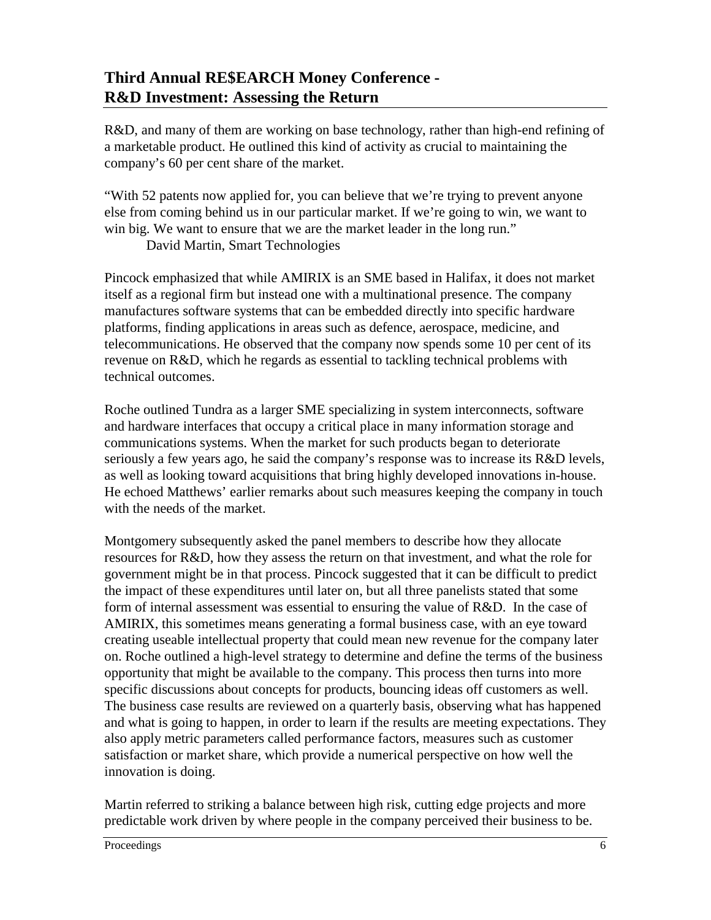R&D, and many of them are working on base technology, rather than high-end refining of a marketable product. He outlined this kind of activity as crucial to maintaining the company's 60 per cent share of the market.

"With 52 patents now applied for, you can believe that we're trying to prevent anyone else from coming behind us in our particular market. If we're going to win, we want to win big. We want to ensure that we are the market leader in the long run."
David Martin, Smart Technologies

Pincock emphasized that while AMIRIX is an SME based in Halifax, it does not market itself as a regional firm but instead one with a multinational presence. The company manufactures software systems that can be embedded directly into specific hardware platforms, finding applications in areas such as defence, aerospace, medicine, and telecommunications. He observed that the company now spends some 10 per cent of its revenue on R&D, which he regards as essential to tackling technical problems with technical outcomes.

Roche outlined Tundra as a larger SME specializing in system interconnects, software and hardware interfaces that occupy a critical place in many information storage and communications systems. When the market for such products began to deteriorate seriously a few years ago, he said the company's response was to increase its R&D levels, as well as looking toward acquisitions that bring highly developed innovations in-house. He echoed Matthews' earlier remarks about such measures keeping the company in touch with the needs of the market.

Montgomery subsequently asked the panel members to describe how they allocate resources for R&D, how they assess the return on that investment, and what the role for government might be in that process. Pincock suggested that it can be difficult to predict the impact of these expenditures until later on, but all three panelists stated that some form of internal assessment was essential to ensuring the value of R&D. In the case of AMIRIX, this sometimes means generating a formal business case, with an eye toward creating useable intellectual property that could mean new revenue for the company later on. Roche outlined a high-level strategy to determine and define the terms of the business opportunity that might be available to the company. This process then turns into more specific discussions about concepts for products, bouncing ideas off customers as well. The business case results are reviewed on a quarterly basis, observing what has happened and what is going to happen, in order to learn if the results are meeting expectations. They also apply metric parameters called performance factors, measures such as customer satisfaction or market share, which provide a numerical perspective on how well the innovation is doing.

Martin referred to striking a balance between high risk, cutting edge projects and more predictable work driven by where people in the company perceived their business to be.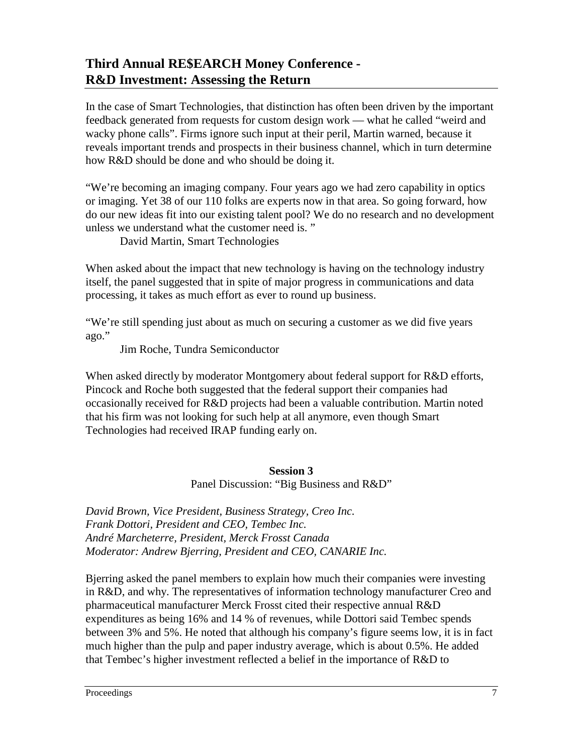In the case of Smart Technologies, that distinction has often been driven by the important feedback generated from requests for custom design work — what he called "weird and wacky phone calls". Firms ignore such input at their peril, Martin warned, because it reveals important trends and prospects in their business channel, which in turn determine how R&D should be done and who should be doing it.

"We're becoming an imaging company. Four years ago we had zero capability in optics or imaging. Yet 38 of our 110 folks are experts now in that area. So going forward, how do our new ideas fit into our existing talent pool? We do no research and no development unless we understand what the customer need is. "

David Martin, Smart Technologies

When asked about the impact that new technology is having on the technology industry itself, the panel suggested that in spite of major progress in communications and data processing, it takes as much effort as ever to round up business.

"We're still spending just about as much on securing a customer as we did five years ago."

Jim Roche, Tundra Semiconductor

When asked directly by moderator Montgomery about federal support for R&D efforts, Pincock and Roche both suggested that the federal support their companies had occasionally received for R&D projects had been a valuable contribution. Martin noted that his firm was not looking for such help at all anymore, even though Smart Technologies had received IRAP funding early on.

## Session 3

Panel Discussion: "Big Business and R&D"

*David Brown, Vice President, Business Strategy, Creo Inc.*
*Frank Dottori, President and CEO, Tembec Inc.*
*André Marcheterre, President, Merck Frosst Canada*
*Moderator: Andrew Bjerring, President and CEO, CANARIE Inc.*

Bjerring asked the panel members to explain how much their companies were investing in R&D, and why. The representatives of information technology manufacturer Creo and pharmaceutical manufacturer Merck Frosst cited their respective annual R&D expenditures as being 16% and 14 % of revenues, while Dottori said Tembec spends between 3% and 5%. He noted that although his company's figure seems low, it is in fact much higher than the pulp and paper industry average, which is about 0.5%. He added that Tembec's higher investment reflected a belief in the importance of R&D to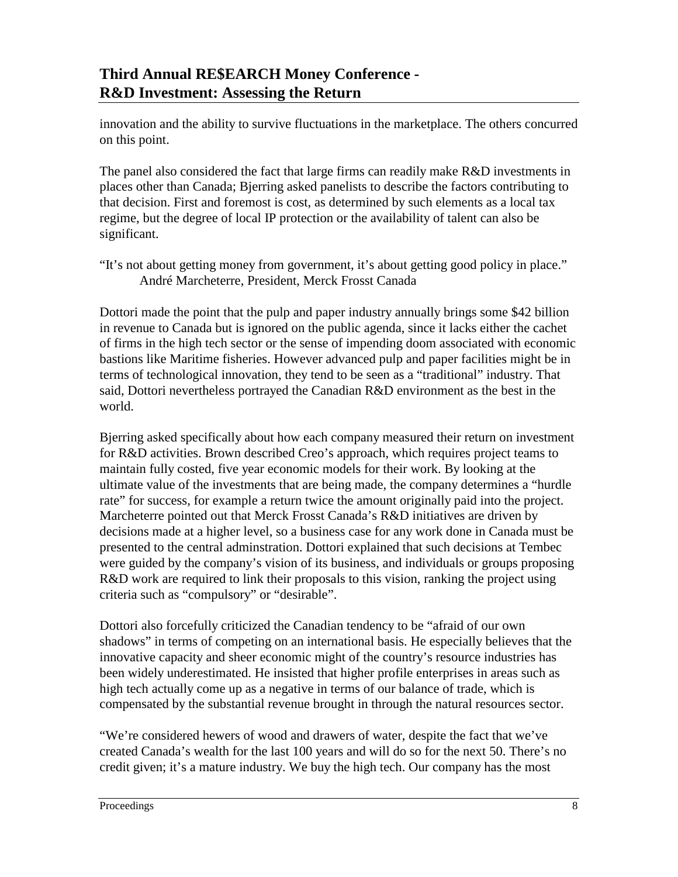innovation and the ability to survive fluctuations in the marketplace. The others concurred on this point.

The panel also considered the fact that large firms can readily make R&D investments in places other than Canada; Bjerring asked panelists to describe the factors contributing to that decision. First and foremost is cost, as determined by such elements as a local tax regime, but the degree of local IP protection or the availability of talent can also be significant.

"It's not about getting money from government, it's about getting good policy in place."
André Marcheterre, President, Merck Frosst Canada

Dottori made the point that the pulp and paper industry annually brings some $42 billion in revenue to Canada but is ignored on the public agenda, since it lacks either the cachet of firms in the high tech sector or the sense of impending doom associated with economic bastions like Maritime fisheries. However advanced pulp and paper facilities might be in terms of technological innovation, they tend to be seen as a "traditional" industry. That said, Dottori nevertheless portrayed the Canadian R&D environment as the best in the world.

Bjerring asked specifically about how each company measured their return on investment for R&D activities. Brown described Creo's approach, which requires project teams to maintain fully costed, five year economic models for their work. By looking at the ultimate value of the investments that are being made, the company determines a "hurdle rate" for success, for example a return twice the amount originally paid into the project. Marcheterre pointed out that Merck Frosst Canada's R&D initiatives are driven by decisions made at a higher level, so a business case for any work done in Canada must be presented to the central adminstration. Dottori explained that such decisions at Tembec were guided by the company's vision of its business, and individuals or groups proposing R&D work are required to link their proposals to this vision, ranking the project using criteria such as "compulsory" or "desirable".

Dottori also forcefully criticized the Canadian tendency to be "afraid of our own shadows" in terms of competing on an international basis. He especially believes that the innovative capacity and sheer economic might of the country's resource industries has been widely underestimated. He insisted that higher profile enterprises in areas such as high tech actually come up as a negative in terms of our balance of trade, which is compensated by the substantial revenue brought in through the natural resources sector.

"We're considered hewers of wood and drawers of water, despite the fact that we've created Canada's wealth for the last 100 years and will do so for the next 50. There's no credit given; it's a mature industry. We buy the high tech. Our company has the most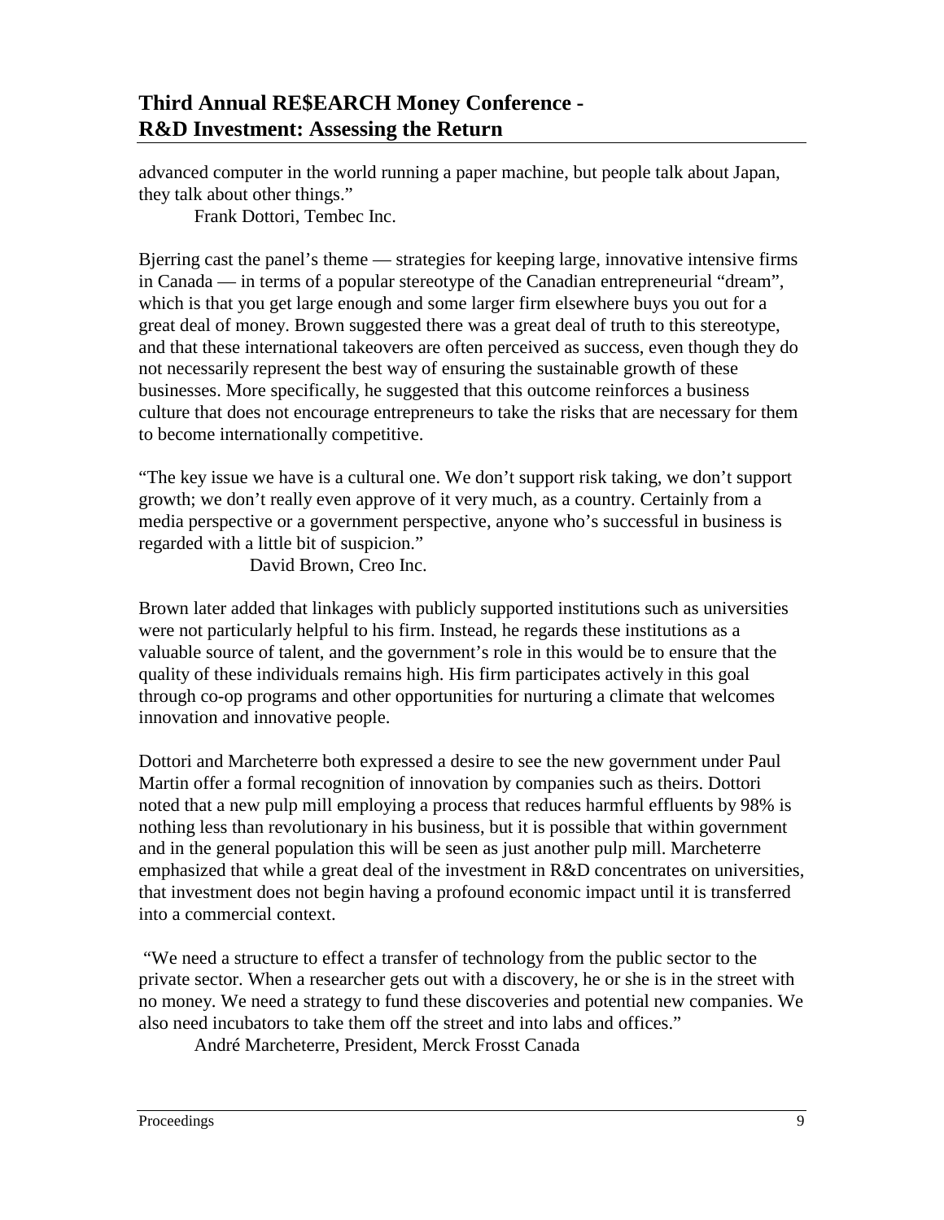advanced computer in the world running a paper machine, but people talk about Japan, they talk about other things."

Frank Dottori, Tembec Inc.

Bjerring cast the panel's theme — strategies for keeping large, innovative intensive firms in Canada — in terms of a popular stereotype of the Canadian entrepreneurial "dream", which is that you get large enough and some larger firm elsewhere buys you out for a great deal of money. Brown suggested there was a great deal of truth to this stereotype, and that these international takeovers are often perceived as success, even though they do not necessarily represent the best way of ensuring the sustainable growth of these businesses. More specifically, he suggested that this outcome reinforces a business culture that does not encourage entrepreneurs to take the risks that are necessary for them to become internationally competitive.

"The key issue we have is a cultural one. We don't support risk taking, we don't support growth; we don't really even approve of it very much, as a country. Certainly from a media perspective or a government perspective, anyone who's successful in business is regarded with a little bit of suspicion."

David Brown, Creo Inc.

Brown later added that linkages with publicly supported institutions such as universities were not particularly helpful to his firm. Instead, he regards these institutions as a valuable source of talent, and the government's role in this would be to ensure that the quality of these individuals remains high. His firm participates actively in this goal through co-op programs and other opportunities for nurturing a climate that welcomes innovation and innovative people.

Dottori and Marcheterre both expressed a desire to see the new government under Paul Martin offer a formal recognition of innovation by companies such as theirs. Dottori noted that a new pulp mill employing a process that reduces harmful effluents by 98% is nothing less than revolutionary in his business, but it is possible that within government and in the general population this will be seen as just another pulp mill. Marcheterre emphasized that while a great deal of the investment in R&D concentrates on universities, that investment does not begin having a profound economic impact until it is transferred into a commercial context.

"We need a structure to effect a transfer of technology from the public sector to the private sector. When a researcher gets out with a discovery, he or she is in the street with no money. We need a strategy to fund these discoveries and potential new companies. We also need incubators to take them off the street and into labs and offices."

André Marcheterre, President, Merck Frosst Canada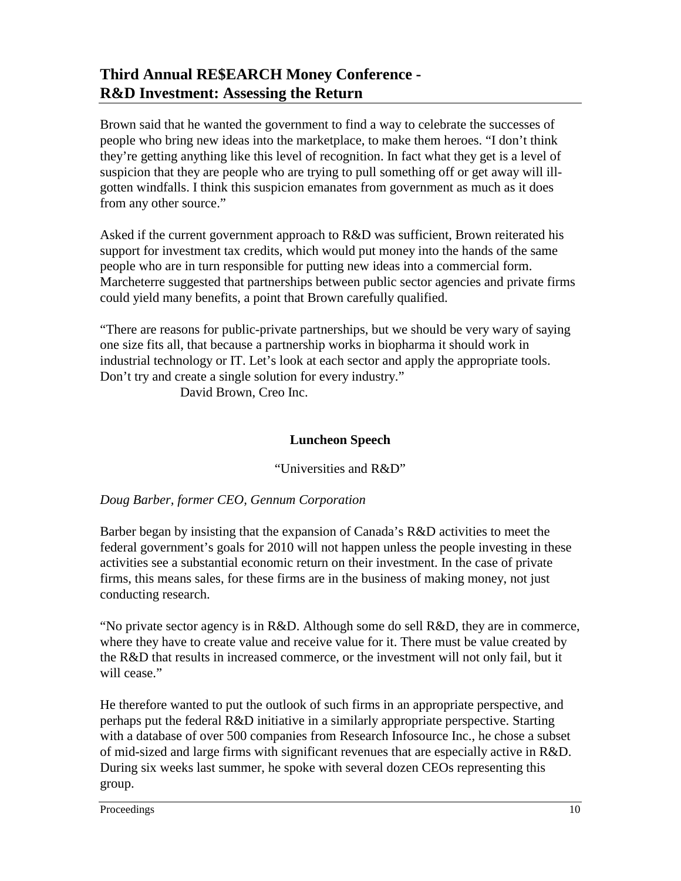Brown said that he wanted the government to find a way to celebrate the successes of people who bring new ideas into the marketplace, to make them heroes. "I don't think they're getting anything like this level of recognition. In fact what they get is a level of suspicion that they are people who are trying to pull something off or get away will ill-gotten windfalls. I think this suspicion emanates from government as much as it does from any other source."

Asked if the current government approach to R&D was sufficient, Brown reiterated his support for investment tax credits, which would put money into the hands of the same people who are in turn responsible for putting new ideas into a commercial form. Marcheterre suggested that partnerships between public sector agencies and private firms could yield many benefits, a point that Brown carefully qualified.

"There are reasons for public-private partnerships, but we should be very wary of saying one size fits all, that because a partnership works in biopharma it should work in industrial technology or IT. Let's look at each sector and apply the appropriate tools. Don't try and create a single solution for every industry."
David Brown, Creo Inc.

## Luncheon Speech

"Universities and R&D"

*Doug Barber, former CEO, Gennum Corporation*

Barber began by insisting that the expansion of Canada's R&D activities to meet the federal government's goals for 2010 will not happen unless the people investing in these activities see a substantial economic return on their investment. In the case of private firms, this means sales, for these firms are in the business of making money, not just conducting research.

"No private sector agency is in R&D. Although some do sell R&D, they are in commerce, where they have to create value and receive value for it. There must be value created by the R&D that results in increased commerce, or the investment will not only fail, but it will cease."

He therefore wanted to put the outlook of such firms in an appropriate perspective, and perhaps put the federal R&D initiative in a similarly appropriate perspective. Starting with a database of over 500 companies from Research Infosource Inc., he chose a subset of mid-sized and large firms with significant revenues that are especially active in R&D. During six weeks last summer, he spoke with several dozen CEOs representing this group.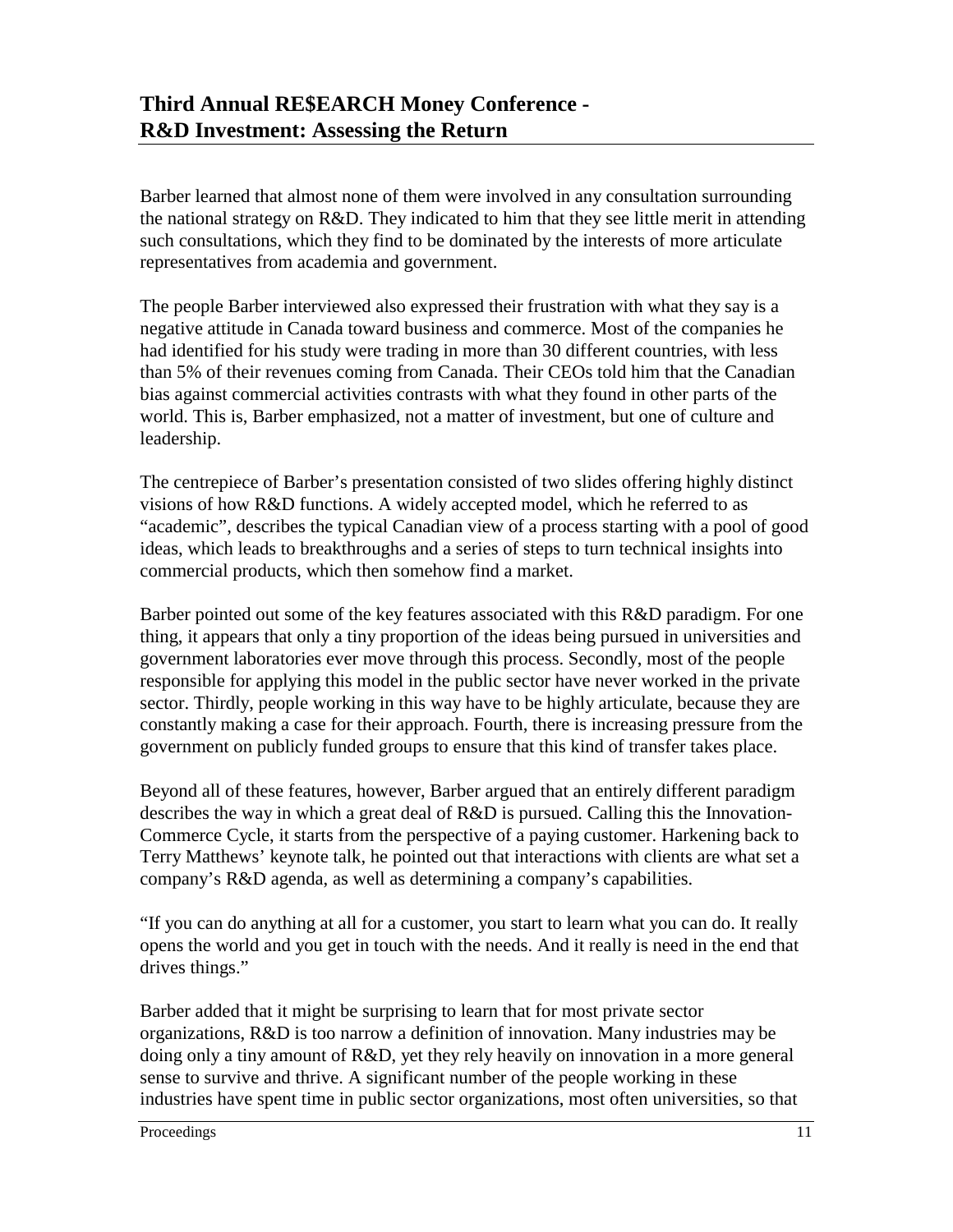Barber learned that almost none of them were involved in any consultation surrounding the national strategy on R&D. They indicated to him that they see little merit in attending such consultations, which they find to be dominated by the interests of more articulate representatives from academia and government.

The people Barber interviewed also expressed their frustration with what they say is a negative attitude in Canada toward business and commerce. Most of the companies he had identified for his study were trading in more than 30 different countries, with less than 5% of their revenues coming from Canada. Their CEOs told him that the Canadian bias against commercial activities contrasts with what they found in other parts of the world. This is, Barber emphasized, not a matter of investment, but one of culture and leadership.

The centrepiece of Barber's presentation consisted of two slides offering highly distinct visions of how R&D functions. A widely accepted model, which he referred to as "academic", describes the typical Canadian view of a process starting with a pool of good ideas, which leads to breakthroughs and a series of steps to turn technical insights into commercial products, which then somehow find a market.

Barber pointed out some of the key features associated with this R&D paradigm. For one thing, it appears that only a tiny proportion of the ideas being pursued in universities and government laboratories ever move through this process. Secondly, most of the people responsible for applying this model in the public sector have never worked in the private sector. Thirdly, people working in this way have to be highly articulate, because they are constantly making a case for their approach. Fourth, there is increasing pressure from the government on publicly funded groups to ensure that this kind of transfer takes place.

Beyond all of these features, however, Barber argued that an entirely different paradigm describes the way in which a great deal of R&D is pursued. Calling this the Innovation-Commerce Cycle, it starts from the perspective of a paying customer. Harkening back to Terry Matthews' keynote talk, he pointed out that interactions with clients are what set a company's R&D agenda, as well as determining a company's capabilities.

"If you can do anything at all for a customer, you start to learn what you can do. It really opens the world and you get in touch with the needs. And it really is need in the end that drives things."

Barber added that it might be surprising to learn that for most private sector organizations, R&D is too narrow a definition of innovation. Many industries may be doing only a tiny amount of R&D, yet they rely heavily on innovation in a more general sense to survive and thrive. A significant number of the people working in these industries have spent time in public sector organizations, most often universities, so that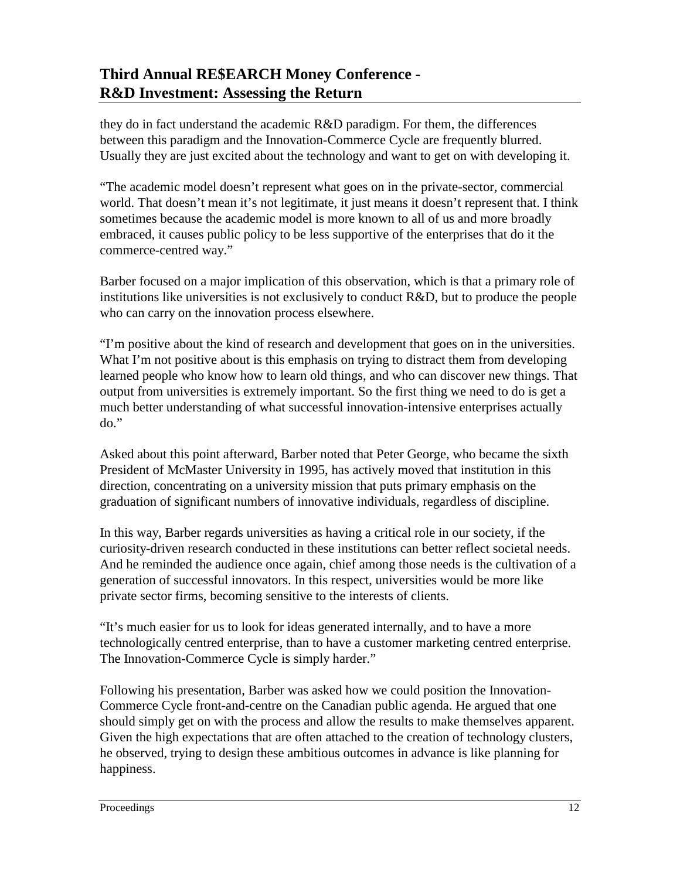they do in fact understand the academic R&D paradigm. For them, the differences between this paradigm and the Innovation-Commerce Cycle are frequently blurred. Usually they are just excited about the technology and want to get on with developing it.

"The academic model doesn't represent what goes on in the private-sector, commercial world. That doesn't mean it's not legitimate, it just means it doesn't represent that. I think sometimes because the academic model is more known to all of us and more broadly embraced, it causes public policy to be less supportive of the enterprises that do it the commerce-centred way."

Barber focused on a major implication of this observation, which is that a primary role of institutions like universities is not exclusively to conduct R&D, but to produce the people who can carry on the innovation process elsewhere.

"I'm positive about the kind of research and development that goes on in the universities. What I'm not positive about is this emphasis on trying to distract them from developing learned people who know how to learn old things, and who can discover new things. That output from universities is extremely important. So the first thing we need to do is get a much better understanding of what successful innovation-intensive enterprises actually do."

Asked about this point afterward, Barber noted that Peter George, who became the sixth President of McMaster University in 1995, has actively moved that institution in this direction, concentrating on a university mission that puts primary emphasis on the graduation of significant numbers of innovative individuals, regardless of discipline.

In this way, Barber regards universities as having a critical role in our society, if the curiosity-driven research conducted in these institutions can better reflect societal needs. And he reminded the audience once again, chief among those needs is the cultivation of a generation of successful innovators. In this respect, universities would be more like private sector firms, becoming sensitive to the interests of clients.

"It's much easier for us to look for ideas generated internally, and to have a more technologically centred enterprise, than to have a customer marketing centred enterprise. The Innovation-Commerce Cycle is simply harder."

Following his presentation, Barber was asked how we could position the Innovation-Commerce Cycle front-and-centre on the Canadian public agenda. He argued that one should simply get on with the process and allow the results to make themselves apparent. Given the high expectations that are often attached to the creation of technology clusters, he observed, trying to design these ambitious outcomes in advance is like planning for happiness.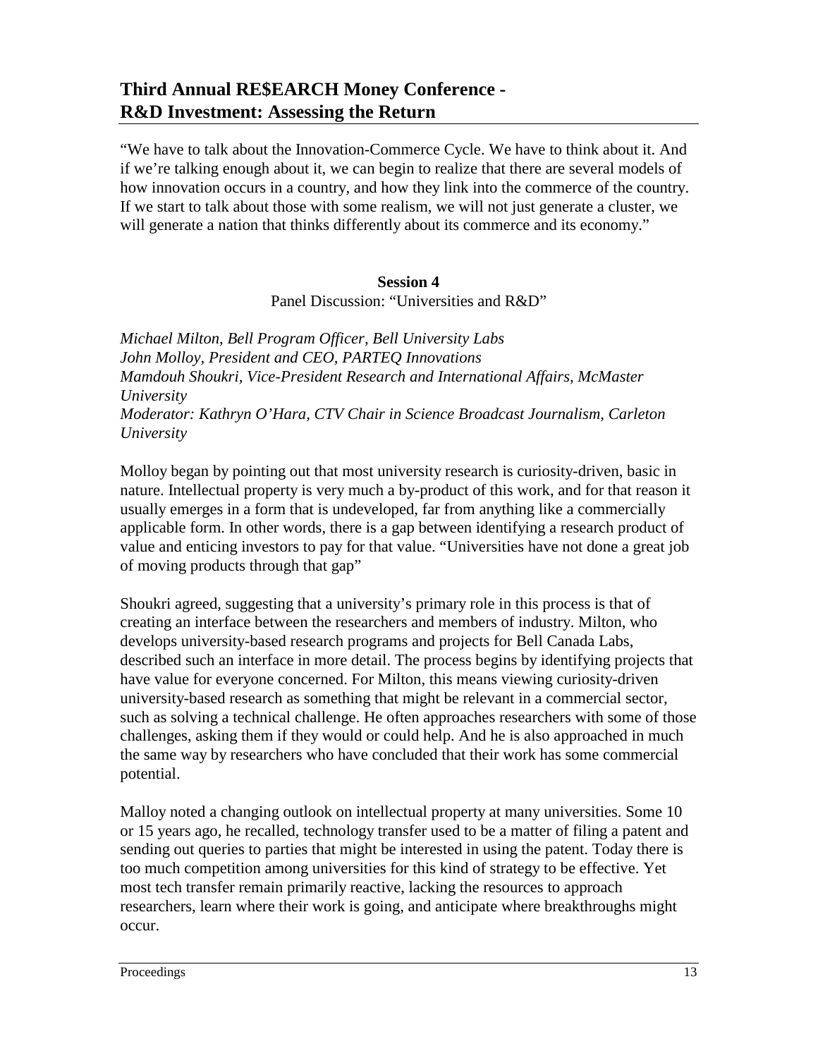"We have to talk about the Innovation-Commerce Cycle. We have to think about it. And if we're talking enough about it, we can begin to realize that there are several models of how innovation occurs in a country, and how they link into the commerce of the country. If we start to talk about those with some realism, we will not just generate a cluster, we will generate a nation that thinks differently about its commerce and its economy."

### Session 4

Panel Discussion: "Universities and R&D"

*Michael Milton, Bell Program Officer, Bell University Labs*
*John Molloy, President and CEO, PARTEQ Innovations*
*Mamdouh Shoukri, Vice-President Research and International Affairs, McMaster University*
*Moderator: Kathryn O'Hara, CTV Chair in Science Broadcast Journalism, Carleton University*

Molloy began by pointing out that most university research is curiosity-driven, basic in nature. Intellectual property is very much a by-product of this work, and for that reason it usually emerges in a form that is undeveloped, far from anything like a commercially applicable form. In other words, there is a gap between identifying a research product of value and enticing investors to pay for that value. "Universities have not done a great job of moving products through that gap"

Shoukri agreed, suggesting that a university's primary role in this process is that of creating an interface between the researchers and members of industry. Milton, who develops university-based research programs and projects for Bell Canada Labs, described such an interface in more detail. The process begins by identifying projects that have value for everyone concerned. For Milton, this means viewing curiosity-driven university-based research as something that might be relevant in a commercial sector, such as solving a technical challenge. He often approaches researchers with some of those challenges, asking them if they would or could help. And he is also approached in much the same way by researchers who have concluded that their work has some commercial potential.

Malloy noted a changing outlook on intellectual property at many universities. Some 10 or 15 years ago, he recalled, technology transfer used to be a matter of filing a patent and sending out queries to parties that might be interested in using the patent. Today there is too much competition among universities for this kind of strategy to be effective. Yet most tech transfer remain primarily reactive, lacking the resources to approach researchers, learn where their work is going, and anticipate where breakthroughs might occur.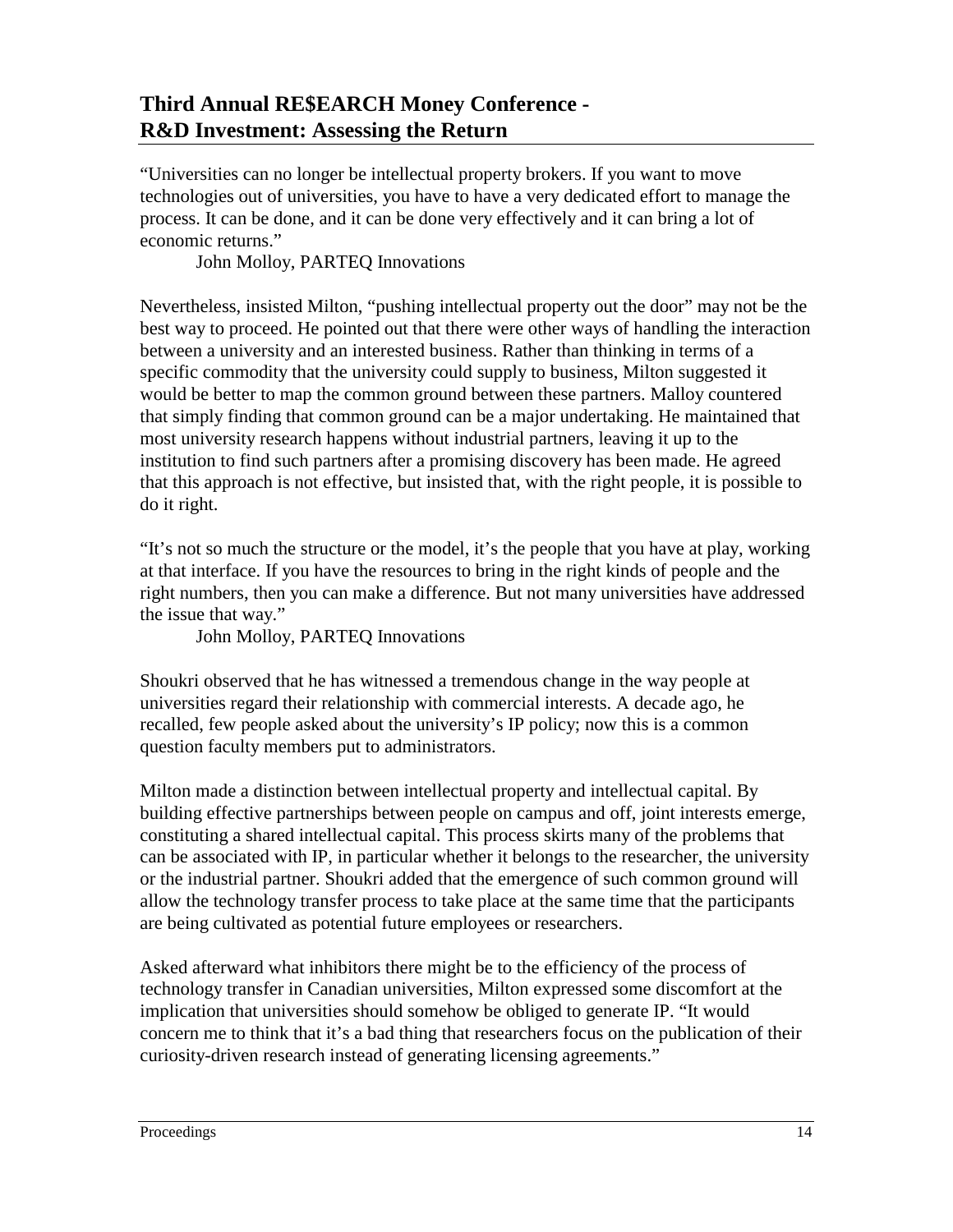"Universities can no longer be intellectual property brokers. If you want to move technologies out of universities, you have to have a very dedicated effort to manage the process. It can be done, and it can be done very effectively and it can bring a lot of economic returns."

John Molloy, PARTEQ Innovations

Nevertheless, insisted Milton, "pushing intellectual property out the door" may not be the best way to proceed. He pointed out that there were other ways of handling the interaction between a university and an interested business. Rather than thinking in terms of a specific commodity that the university could supply to business, Milton suggested it would be better to map the common ground between these partners. Malloy countered that simply finding that common ground can be a major undertaking. He maintained that most university research happens without industrial partners, leaving it up to the institution to find such partners after a promising discovery has been made. He agreed that this approach is not effective, but insisted that, with the right people, it is possible to do it right.

"It's not so much the structure or the model, it's the people that you have at play, working at that interface. If you have the resources to bring in the right kinds of people and the right numbers, then you can make a difference. But not many universities have addressed the issue that way."

John Molloy, PARTEQ Innovations

Shoukri observed that he has witnessed a tremendous change in the way people at universities regard their relationship with commercial interests. A decade ago, he recalled, few people asked about the university's IP policy; now this is a common question faculty members put to administrators.

Milton made a distinction between intellectual property and intellectual capital. By building effective partnerships between people on campus and off, joint interests emerge, constituting a shared intellectual capital. This process skirts many of the problems that can be associated with IP, in particular whether it belongs to the researcher, the university or the industrial partner. Shoukri added that the emergence of such common ground will allow the technology transfer process to take place at the same time that the participants are being cultivated as potential future employees or researchers.

Asked afterward what inhibitors there might be to the efficiency of the process of technology transfer in Canadian universities, Milton expressed some discomfort at the implication that universities should somehow be obliged to generate IP. "It would concern me to think that it's a bad thing that researchers focus on the publication of their curiosity-driven research instead of generating licensing agreements."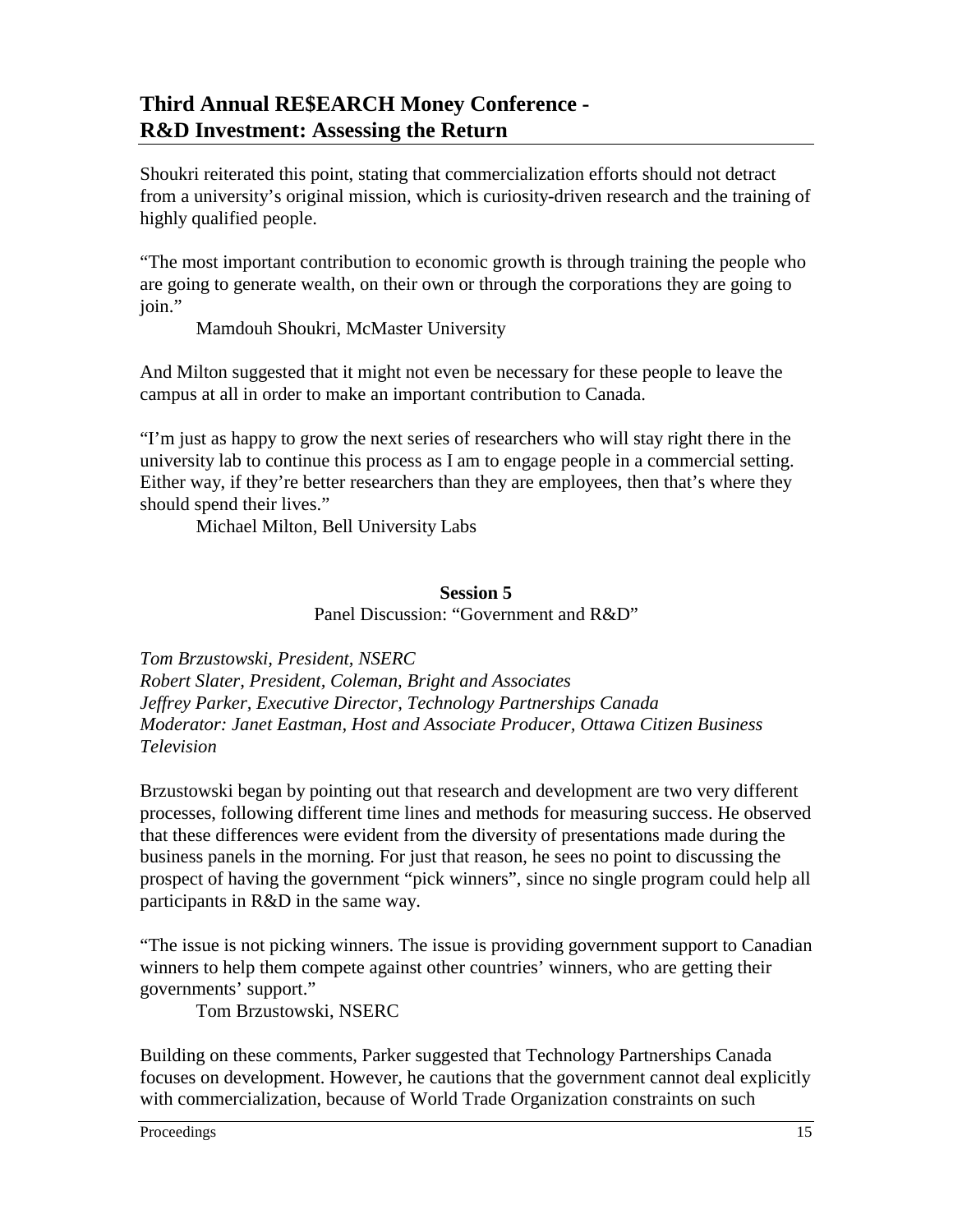Shoukri reiterated this point, stating that commercialization efforts should not detract from a university's original mission, which is curiosity-driven research and the training of highly qualified people.

"The most important contribution to economic growth is through training the people who are going to generate wealth, on their own or through the corporations they are going to join."

Mamdouh Shoukri, McMaster University

And Milton suggested that it might not even be necessary for these people to leave the campus at all in order to make an important contribution to Canada.

"I'm just as happy to grow the next series of researchers who will stay right there in the university lab to continue this process as I am to engage people in a commercial setting. Either way, if they're better researchers than they are employees, then that's where they should spend their lives."

Michael Milton, Bell University Labs

### Session 5

Panel Discussion: "Government and R&D"

*Tom Brzustowski, President, NSERC*
*Robert Slater, President, Coleman, Bright and Associates*
*Jeffrey Parker, Executive Director, Technology Partnerships Canada*
*Moderator: Janet Eastman, Host and Associate Producer, Ottawa Citizen Business Television*

Brzustowski began by pointing out that research and development are two very different processes, following different time lines and methods for measuring success. He observed that these differences were evident from the diversity of presentations made during the business panels in the morning. For just that reason, he sees no point to discussing the prospect of having the government "pick winners", since no single program could help all participants in R&D in the same way.

"The issue is not picking winners. The issue is providing government support to Canadian winners to help them compete against other countries' winners, who are getting their governments' support."

Tom Brzustowski, NSERC

Building on these comments, Parker suggested that Technology Partnerships Canada focuses on development. However, he cautions that the government cannot deal explicitly with commercialization, because of World Trade Organization constraints on such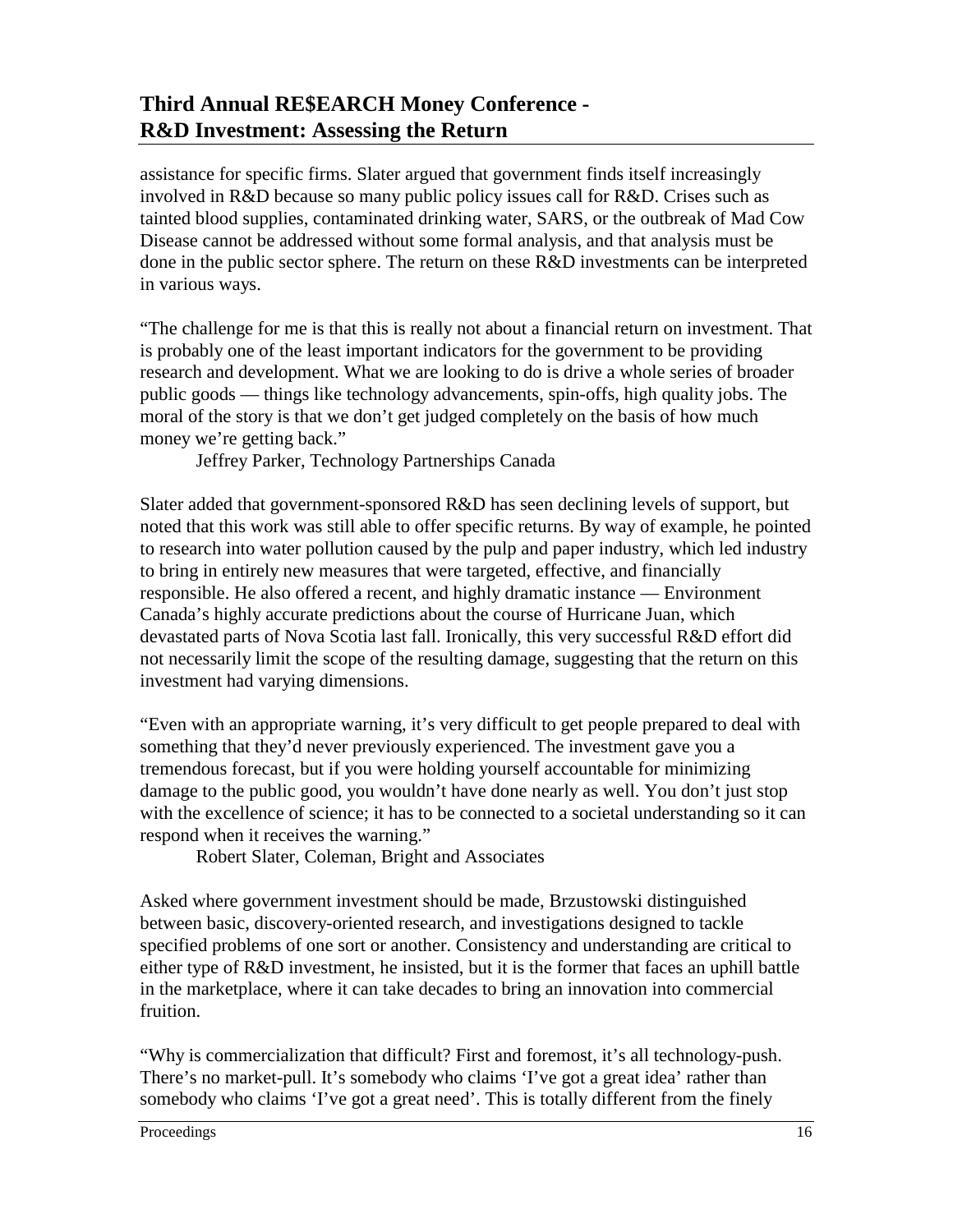assistance for specific firms. Slater argued that government finds itself increasingly involved in R&D because so many public policy issues call for R&D. Crises such as tainted blood supplies, contaminated drinking water, SARS, or the outbreak of Mad Cow Disease cannot be addressed without some formal analysis, and that analysis must be done in the public sector sphere. The return on these R&D investments can be interpreted in various ways.

"The challenge for me is that this is really not about a financial return on investment. That is probably one of the least important indicators for the government to be providing research and development. What we are looking to do is drive a whole series of broader public goods — things like technology advancements, spin-offs, high quality jobs. The moral of the story is that we don't get judged completely on the basis of how much money we're getting back."

Jeffrey Parker, Technology Partnerships Canada

Slater added that government-sponsored R&D has seen declining levels of support, but noted that this work was still able to offer specific returns. By way of example, he pointed to research into water pollution caused by the pulp and paper industry, which led industry to bring in entirely new measures that were targeted, effective, and financially responsible. He also offered a recent, and highly dramatic instance — Environment Canada's highly accurate predictions about the course of Hurricane Juan, which devastated parts of Nova Scotia last fall. Ironically, this very successful R&D effort did not necessarily limit the scope of the resulting damage, suggesting that the return on this investment had varying dimensions.

"Even with an appropriate warning, it's very difficult to get people prepared to deal with something that they'd never previously experienced. The investment gave you a tremendous forecast, but if you were holding yourself accountable for minimizing damage to the public good, you wouldn't have done nearly as well. You don't just stop with the excellence of science; it has to be connected to a societal understanding so it can respond when it receives the warning."

Robert Slater, Coleman, Bright and Associates

Asked where government investment should be made, Brzustowski distinguished between basic, discovery-oriented research, and investigations designed to tackle specified problems of one sort or another. Consistency and understanding are critical to either type of R&D investment, he insisted, but it is the former that faces an uphill battle in the marketplace, where it can take decades to bring an innovation into commercial fruition.

"Why is commercialization that difficult? First and foremost, it's all technology-push. There's no market-pull. It's somebody who claims 'I've got a great idea' rather than somebody who claims 'I've got a great need'. This is totally different from the finely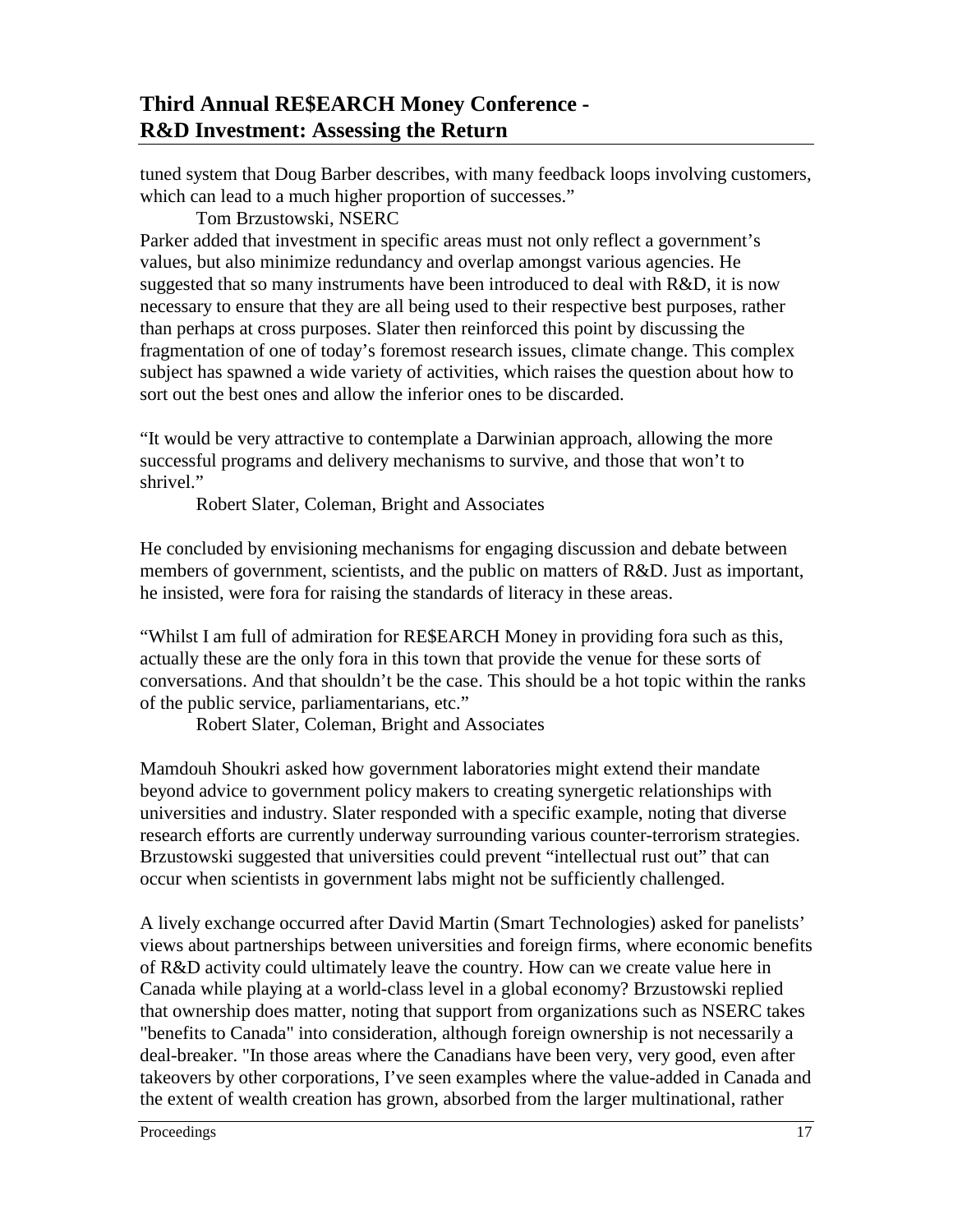tuned system that Doug Barber describes, with many feedback loops involving customers, which can lead to a much higher proportion of successes."

Tom Brzustowski, NSERC

Parker added that investment in specific areas must not only reflect a government's values, but also minimize redundancy and overlap amongst various agencies. He suggested that so many instruments have been introduced to deal with R&D, it is now necessary to ensure that they are all being used to their respective best purposes, rather than perhaps at cross purposes. Slater then reinforced this point by discussing the fragmentation of one of today's foremost research issues, climate change. This complex subject has spawned a wide variety of activities, which raises the question about how to sort out the best ones and allow the inferior ones to be discarded.

"It would be very attractive to contemplate a Darwinian approach, allowing the more successful programs and delivery mechanisms to survive, and those that won't to shrivel."

Robert Slater, Coleman, Bright and Associates

He concluded by envisioning mechanisms for engaging discussion and debate between members of government, scientists, and the public on matters of R&D. Just as important, he insisted, were fora for raising the standards of literacy in these areas.

"Whilst I am full of admiration for RE$EARCH Money in providing fora such as this, actually these are the only fora in this town that provide the venue for these sorts of conversations. And that shouldn't be the case. This should be a hot topic within the ranks of the public service, parliamentarians, etc."

Robert Slater, Coleman, Bright and Associates

Mamdouh Shoukri asked how government laboratories might extend their mandate beyond advice to government policy makers to creating synergetic relationships with universities and industry. Slater responded with a specific example, noting that diverse research efforts are currently underway surrounding various counter-terrorism strategies. Brzustowski suggested that universities could prevent "intellectual rust out" that can occur when scientists in government labs might not be sufficiently challenged.

A lively exchange occurred after David Martin (Smart Technologies) asked for panelists' views about partnerships between universities and foreign firms, where economic benefits of R&D activity could ultimately leave the country. How can we create value here in Canada while playing at a world-class level in a global economy? Brzustowski replied that ownership does matter, noting that support from organizations such as NSERC takes "benefits to Canada" into consideration, although foreign ownership is not necessarily a deal-breaker. "In those areas where the Canadians have been very, very good, even after takeovers by other corporations, I've seen examples where the value-added in Canada and the extent of wealth creation has grown, absorbed from the larger multinational, rather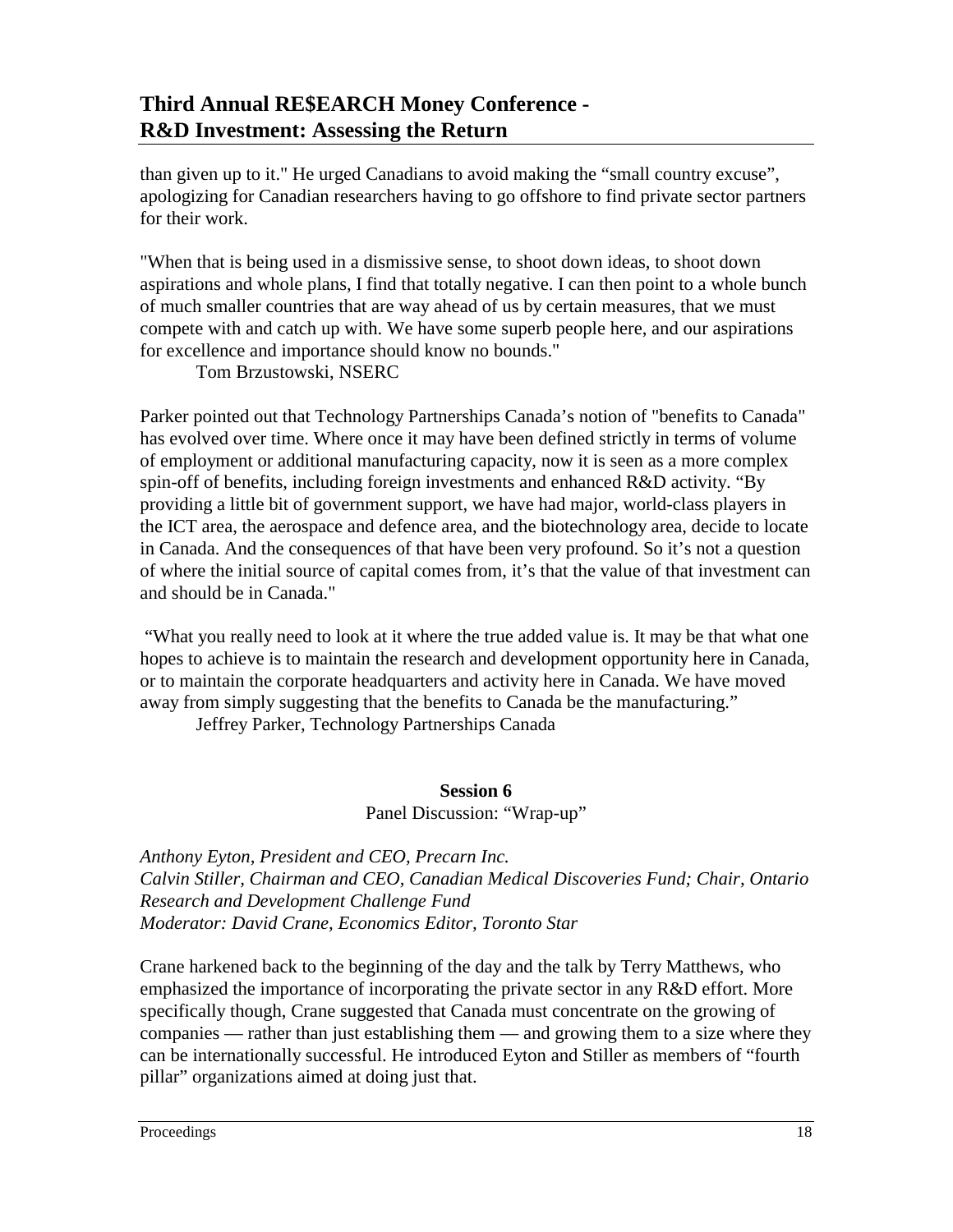than given up to it." He urged Canadians to avoid making the "small country excuse", apologizing for Canadian researchers having to go offshore to find private sector partners for their work.

"When that is being used in a dismissive sense, to shoot down ideas, to shoot down aspirations and whole plans, I find that totally negative. I can then point to a whole bunch of much smaller countries that are way ahead of us by certain measures, that we must compete with and catch up with. We have some superb people here, and our aspirations for excellence and importance should know no bounds."

Tom Brzustowski, NSERC

Parker pointed out that Technology Partnerships Canada's notion of "benefits to Canada" has evolved over time. Where once it may have been defined strictly in terms of volume of employment or additional manufacturing capacity, now it is seen as a more complex spin-off of benefits, including foreign investments and enhanced R&D activity. "By providing a little bit of government support, we have had major, world-class players in the ICT area, the aerospace and defence area, and the biotechnology area, decide to locate in Canada. And the consequences of that have been very profound. So it's not a question of where the initial source of capital comes from, it's that the value of that investment can and should be in Canada."

"What you really need to look at it where the true added value is. It may be that what one hopes to achieve is to maintain the research and development opportunity here in Canada, or to maintain the corporate headquarters and activity here in Canada. We have moved away from simply suggesting that the benefits to Canada be the manufacturing."

Jeffrey Parker, Technology Partnerships Canada

## Session 6

Panel Discussion: "Wrap-up"

*Anthony Eyton, President and CEO, Precarn Inc.*
*Calvin Stiller, Chairman and CEO, Canadian Medical Discoveries Fund; Chair, Ontario Research and Development Challenge Fund*
*Moderator: David Crane, Economics Editor, Toronto Star*

Crane harkened back to the beginning of the day and the talk by Terry Matthews, who emphasized the importance of incorporating the private sector in any R&D effort. More specifically though, Crane suggested that Canada must concentrate on the growing of companies — rather than just establishing them — and growing them to a size where they can be internationally successful. He introduced Eyton and Stiller as members of "fourth pillar" organizations aimed at doing just that.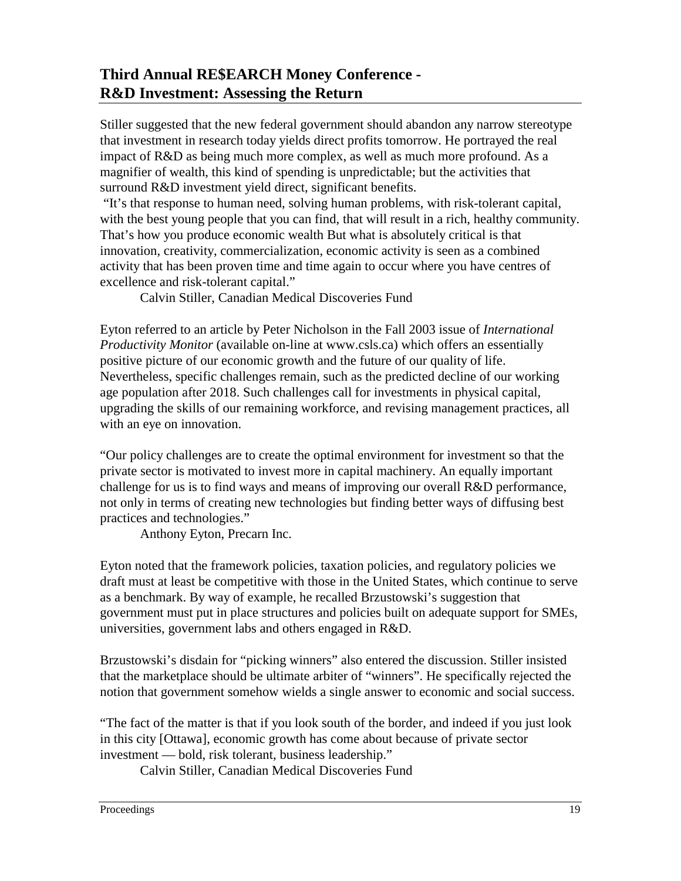## Third Annual RE$EARCH Money Conference - R&D Investment: Assessing the Return

Stiller suggested that the new federal government should abandon any narrow stereotype that investment in research today yields direct profits tomorrow. He portrayed the real impact of R&D as being much more complex, as well as much more profound. As a magnifier of wealth, this kind of spending is unpredictable; but the activities that surround R&D investment yield direct, significant benefits.

"It's that response to human need, solving human problems, with risk-tolerant capital, with the best young people that you can find, that will result in a rich, healthy community. That's how you produce economic wealth But what is absolutely critical is that innovation, creativity, commercialization, economic activity is seen as a combined activity that has been proven time and time again to occur where you have centres of excellence and risk-tolerant capital."

Calvin Stiller, Canadian Medical Discoveries Fund

Eyton referred to an article by Peter Nicholson in the Fall 2003 issue of *International Productivity Monitor* (available on-line at www.csls.ca) which offers an essentially positive picture of our economic growth and the future of our quality of life. Nevertheless, specific challenges remain, such as the predicted decline of our working age population after 2018. Such challenges call for investments in physical capital, upgrading the skills of our remaining workforce, and revising management practices, all with an eye on innovation.

"Our policy challenges are to create the optimal environment for investment so that the private sector is motivated to invest more in capital machinery. An equally important challenge for us is to find ways and means of improving our overall R&D performance, not only in terms of creating new technologies but finding better ways of diffusing best practices and technologies."

Anthony Eyton, Precarn Inc.

Eyton noted that the framework policies, taxation policies, and regulatory policies we draft must at least be competitive with those in the United States, which continue to serve as a benchmark. By way of example, he recalled Brzustowski's suggestion that government must put in place structures and policies built on adequate support for SMEs, universities, government labs and others engaged in R&D.

Brzustowski's disdain for "picking winners" also entered the discussion. Stiller insisted that the marketplace should be ultimate arbiter of "winners". He specifically rejected the notion that government somehow wields a single answer to economic and social success.

"The fact of the matter is that if you look south of the border, and indeed if you just look in this city [Ottawa], economic growth has come about because of private sector investment — bold, risk tolerant, business leadership."

Calvin Stiller, Canadian Medical Discoveries Fund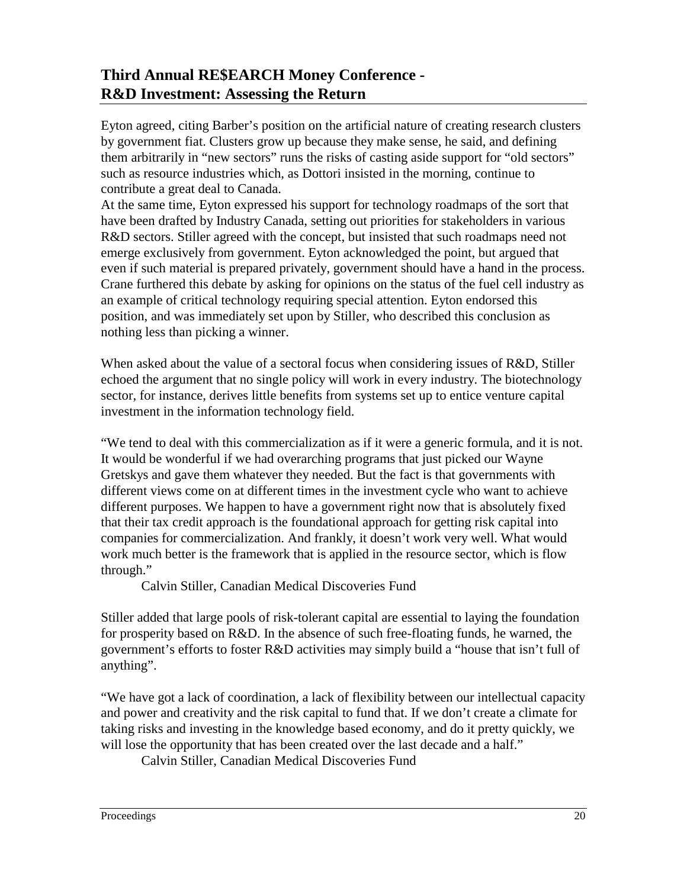Eyton agreed, citing Barber's position on the artificial nature of creating research clusters by government fiat. Clusters grow up because they make sense, he said, and defining them arbitrarily in "new sectors" runs the risks of casting aside support for "old sectors" such as resource industries which, as Dottori insisted in the morning, continue to contribute a great deal to Canada.
At the same time, Eyton expressed his support for technology roadmaps of the sort that have been drafted by Industry Canada, setting out priorities for stakeholders in various R&D sectors. Stiller agreed with the concept, but insisted that such roadmaps need not emerge exclusively from government. Eyton acknowledged the point, but argued that even if such material is prepared privately, government should have a hand in the process. Crane furthered this debate by asking for opinions on the status of the fuel cell industry as an example of critical technology requiring special attention. Eyton endorsed this position, and was immediately set upon by Stiller, who described this conclusion as nothing less than picking a winner.

When asked about the value of a sectoral focus when considering issues of R&D, Stiller echoed the argument that no single policy will work in every industry. The biotechnology sector, for instance, derives little benefits from systems set up to entice venture capital investment in the information technology field.

"We tend to deal with this commercialization as if it were a generic formula, and it is not. It would be wonderful if we had overarching programs that just picked our Wayne Gretskys and gave them whatever they needed. But the fact is that governments with different views come on at different times in the investment cycle who want to achieve different purposes. We happen to have a government right now that is absolutely fixed that their tax credit approach is the foundational approach for getting risk capital into companies for commercialization. And frankly, it doesn't work very well. What would work much better is the framework that is applied in the resource sector, which is flow through."

Calvin Stiller, Canadian Medical Discoveries Fund

Stiller added that large pools of risk-tolerant capital are essential to laying the foundation for prosperity based on R&D. In the absence of such free-floating funds, he warned, the government's efforts to foster R&D activities may simply build a "house that isn't full of anything".

"We have got a lack of coordination, a lack of flexibility between our intellectual capacity and power and creativity and the risk capital to fund that. If we don't create a climate for taking risks and investing in the knowledge based economy, and do it pretty quickly, we will lose the opportunity that has been created over the last decade and a half."

Calvin Stiller, Canadian Medical Discoveries Fund